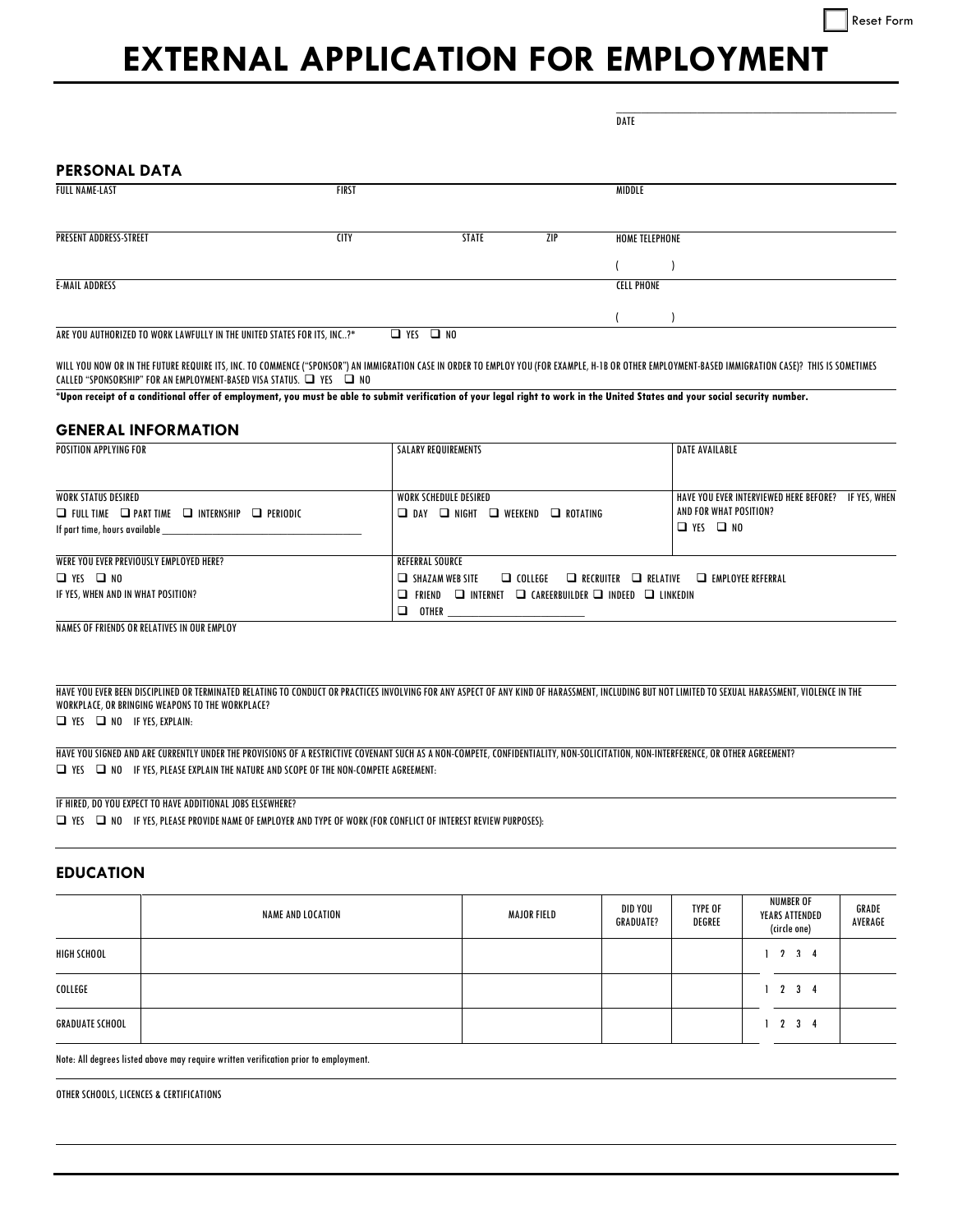Reset Form

# EXTERNAL APPLICATION FOR EMPLOYMENT

DATE

## PERSONAL DATA

| FULL NAME-LAST | FIRST | | | MIDDLE |
|---|---|---|---|---|
| PRESENT ADDRESS-STREET | CITY | STATE | ZIP | HOME TELEPHONE ( ) |
| E-MAIL ADDRESS | | | | CELL PHONE ( ) |

ARE YOU AUTHORIZED TO WORK LAWFULLY IN THE UNITED STATES FOR ITS, INC..?* ❑ YES ❑ NO

WILL YOU NOW OR IN THE FUTURE REQUIRE ITS, INC. TO COMMENCE ("SPONSOR") AN IMMIGRATION CASE IN ORDER TO EMPLOY YOU (FOR EXAMPLE, H-1B OR OTHER EMPLOYMENT-BASED IMMIGRATION CASE)? THIS IS SOMETIMES CALLED "SPONSORSHIP" FOR AN EMPLOYMENT-BASED VISA STATUS. ❑ YES ❑ NO

**\*Upon receipt of a conditional offer of employment, you must be able to submit verification of your legal right to work in the United States and your social security number.**

## GENERAL INFORMATION

| POSITION APPLYING FOR | SALARY REQUIREMENTS | DATE AVAILABLE |
|---|---|---|
| WORK STATUS DESIRED<br>❑ FULL TIME ❑ PART TIME ❑ INTERNSHIP ❑ PERIODIC<br>If part time, hours available \_\_\_\_\_\_\_\_ | WORK SCHEDULE DESIRED<br>❑ DAY ❑ NIGHT ❑ WEEKEND ❑ ROTATING | HAVE YOU EVER INTERVIEWED HERE BEFORE? IF YES, WHEN AND FOR WHAT POSITION?<br>❑ YES ❑ NO |
| WERE YOU EVER PREVIOUSLY EMPLOYED HERE?<br>❑ YES ❑ NO<br>IF YES, WHEN AND IN WHAT POSITION? | REFERRAL SOURCE<br>❑ SHAZAM WEB SITE ❑ COLLEGE ❑ RECRUITER ❑ RELATIVE ❑ EMPLOYEE REFERRAL<br>❑ FRIEND ❑ INTERNET ❑ CAREERBUILDER ❑ INDEED ❑ LINKEDIN<br>❑ OTHER \_\_\_\_\_\_\_\_ | |

NAMES OF FRIENDS OR RELATIVES IN OUR EMPLOY

HAVE YOU EVER BEEN DISCIPLINED OR TERMINATED RELATING TO CONDUCT OR PRACTICES INVOLVING FOR ANY ASPECT OF ANY KIND OF HARASSMENT, INCLUDING BUT NOT LIMITED TO SEXUAL HARASSMENT, VIOLENCE IN THE WORKPLACE, OR BRINGING WEAPONS TO THE WORKPLACE?

❑ YES ❑ NO IF YES, EXPLAIN:

HAVE YOU SIGNED AND ARE CURRENTLY UNDER THE PROVISIONS OF A RESTRICTIVE COVENANT SUCH AS A NON-COMPETE, CONFIDENTIALITY, NON-SOLICITATION, NON-INTERFERENCE, OR OTHER AGREEMENT?

❑ YES ❑ NO IF YES, PLEASE EXPLAIN THE NATURE AND SCOPE OF THE NON-COMPETE AGREEMENT:

IF HIRED, DO YOU EXPECT TO HAVE ADDITIONAL JOBS ELSEWHERE?

❑ YES ❑ NO IF YES, PLEASE PROVIDE NAME OF EMPLOYER AND TYPE OF WORK (FOR CONFLICT OF INTEREST REVIEW PURPOSES):

## EDUCATION

| | NAME AND LOCATION | MAJOR FIELD | DID YOU GRADUATE? | TYPE OF DEGREE | NUMBER OF YEARS ATTENDED (circle one) | GRADE AVERAGE |
|---|---|---|---|---|---|---|
| HIGH SCHOOL | | | | | 1 2 3 4 | |
| COLLEGE | | | | | 1 2 3 4 | |
| GRADUATE SCHOOL | | | | | 1 2 3 4 | |

Note: All degrees listed above may require written verification prior to employment.

OTHER SCHOOLS, LICENCES & CERTIFICATIONS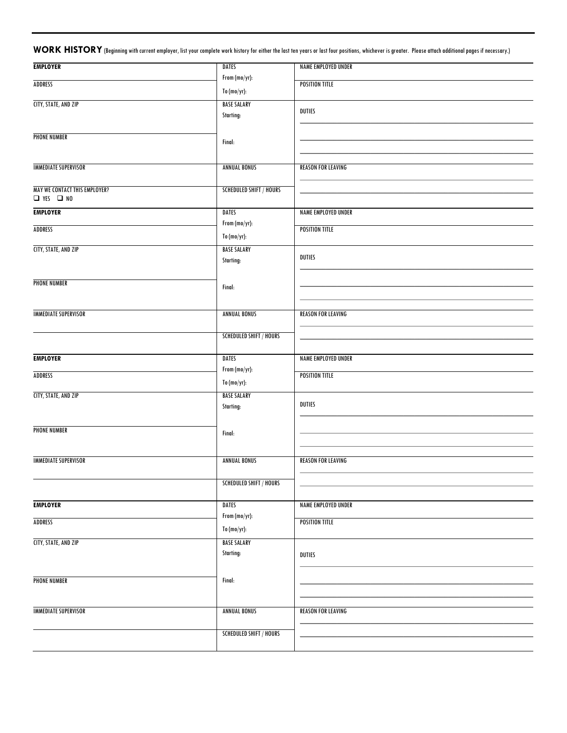## WORK HISTORY (Beginning with current employer, list your complete work history for either the last ten years or last four positions, whichever is greater. Please attach additional pages if necessary.)

| | | |
|---|---|---|
| **EMPLOYER** | DATES<br>From (mo/yr):<br>To (mo/yr): | NAME EMPLOYED UNDER |
| ADDRESS | | POSITION TITLE |
| CITY, STATE, AND ZIP | BASE SALARY<br>Starting: | DUTIES |
| PHONE NUMBER | Final: | |
| IMMEDIATE SUPERVISOR | ANNUAL BONUS | REASON FOR LEAVING |
| MAY WE CONTACT THIS EMPLOYER?<br>❑ YES ❑ NO | SCHEDULED SHIFT / HOURS | |

| | | |
|---|---|---|
| **EMPLOYER** | DATES<br>From (mo/yr):<br>To (mo/yr): | NAME EMPLOYED UNDER |
| ADDRESS | | POSITION TITLE |
| CITY, STATE, AND ZIP | BASE SALARY<br>Starting: | DUTIES |
| PHONE NUMBER | Final: | |
| IMMEDIATE SUPERVISOR | ANNUAL BONUS | REASON FOR LEAVING |
| | SCHEDULED SHIFT / HOURS | |

| | | |
|---|---|---|
| **EMPLOYER** | DATES<br>From (mo/yr):<br>To (mo/yr): | NAME EMPLOYED UNDER |
| ADDRESS | | POSITION TITLE |
| CITY, STATE, AND ZIP | BASE SALARY<br>Starting: | DUTIES |
| PHONE NUMBER | Final: | |
| IMMEDIATE SUPERVISOR | ANNUAL BONUS | REASON FOR LEAVING |
| | SCHEDULED SHIFT / HOURS | |

| | | |
|---|---|---|
| **EMPLOYER** | DATES<br>From (mo/yr):<br>To (mo/yr): | NAME EMPLOYED UNDER |
| ADDRESS | | POSITION TITLE |
| CITY, STATE, AND ZIP | BASE SALARY<br>Starting: | DUTIES |
| PHONE NUMBER | Final: | |
| IMMEDIATE SUPERVISOR | ANNUAL BONUS | REASON FOR LEAVING |
| | SCHEDULED SHIFT / HOURS | |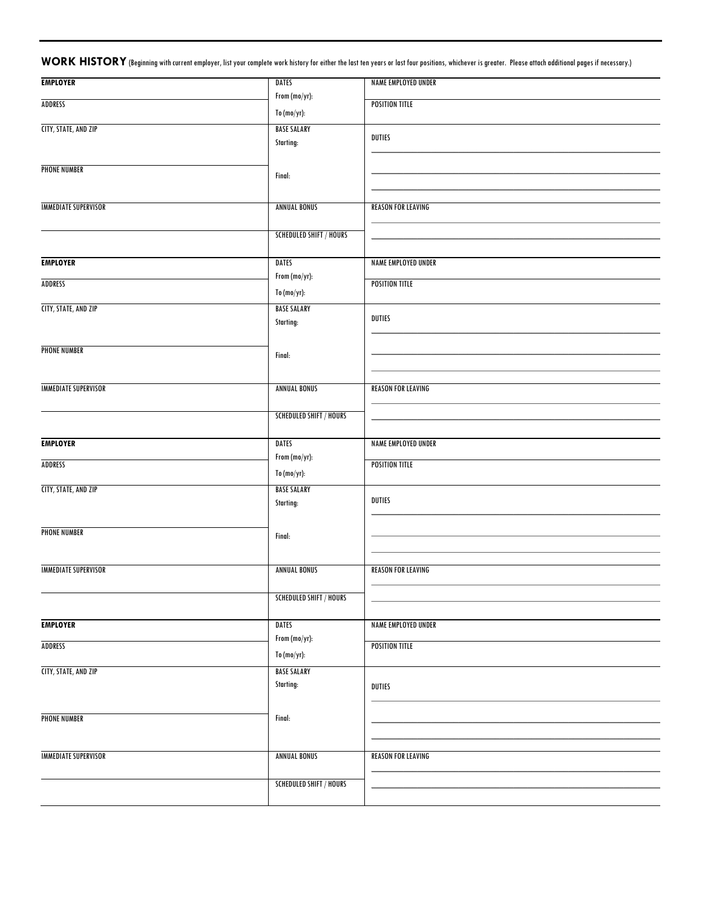## WORK HISTORY (Beginning with current employer, list your complete work history for either the last ten years or last four positions, whichever is greater. Please attach additional pages if necessary.)

| **EMPLOYER** | DATES<br>From (mo/yr):<br>To (mo/yr): | NAME EMPLOYED UNDER |
|---|---|---|
| ADDRESS | | POSITION TITLE |
| CITY, STATE, AND ZIP | BASE SALARY<br>Starting: | DUTIES |
| PHONE NUMBER | Final: | |
| IMMEDIATE SUPERVISOR | ANNUAL BONUS | REASON FOR LEAVING |
| | SCHEDULED SHIFT / HOURS | |

| **EMPLOYER** | DATES<br>From (mo/yr):<br>To (mo/yr): | NAME EMPLOYED UNDER |
|---|---|---|
| ADDRESS | | POSITION TITLE |
| CITY, STATE, AND ZIP | BASE SALARY<br>Starting: | DUTIES |
| PHONE NUMBER | Final: | |
| IMMEDIATE SUPERVISOR | ANNUAL BONUS | REASON FOR LEAVING |
| | SCHEDULED SHIFT / HOURS | |

| **EMPLOYER** | DATES<br>From (mo/yr):<br>To (mo/yr): | NAME EMPLOYED UNDER |
|---|---|---|
| ADDRESS | | POSITION TITLE |
| CITY, STATE, AND ZIP | BASE SALARY<br>Starting: | DUTIES |
| PHONE NUMBER | Final: | |
| IMMEDIATE SUPERVISOR | ANNUAL BONUS | REASON FOR LEAVING |
| | SCHEDULED SHIFT / HOURS | |

| **EMPLOYER** | DATES<br>From (mo/yr):<br>To (mo/yr): | NAME EMPLOYED UNDER |
|---|---|---|
| ADDRESS | | POSITION TITLE |
| CITY, STATE, AND ZIP | BASE SALARY<br>Starting: | DUTIES |
| PHONE NUMBER | Final: | |
| IMMEDIATE SUPERVISOR | ANNUAL BONUS | REASON FOR LEAVING |
| | SCHEDULED SHIFT / HOURS | |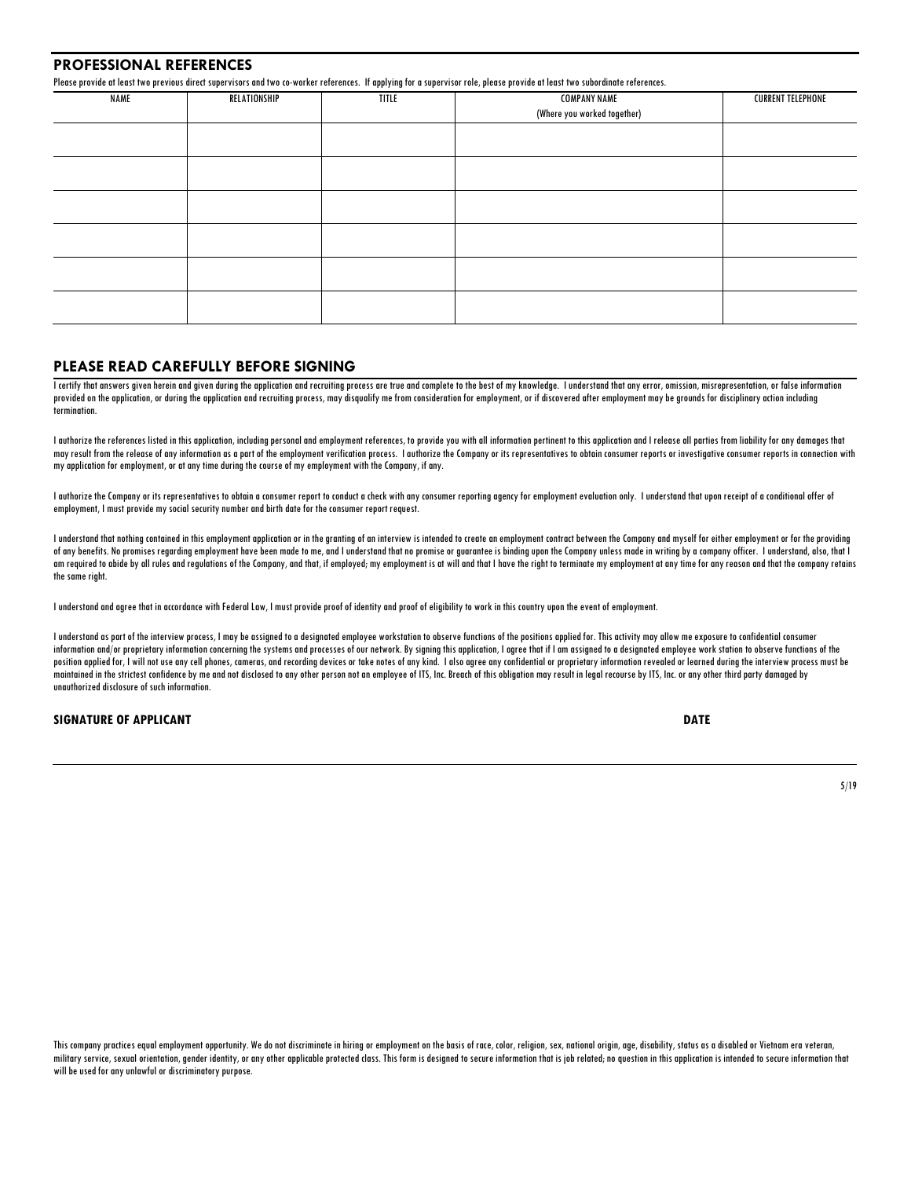## PROFESSIONAL REFERENCES

Please provide at least two previous direct supervisors and two co-worker references. If applying for a supervisor role, please provide at least two subordinate references.

| NAME | RELATIONSHIP | TITLE | COMPANY NAME (Where you worked together) | CURRENT TELEPHONE |
|---|---|---|---|---|
| | | | | |
| | | | | |
| | | | | |
| | | | | |
| | | | | |
| | | | | |

## PLEASE READ CAREFULLY BEFORE SIGNING

I certify that answers given herein and given during the application and recruiting process are true and complete to the best of my knowledge. I understand that any error, omission, misrepresentation, or false information provided on the application, or during the application and recruiting process, may disqualify me from consideration for employment, or if discovered after employment may be grounds for disciplinary action including termination.

I authorize the references listed in this application, including personal and employment references, to provide you with all information pertinent to this application and I release all parties from liability for any damages that may result from the release of any information as a part of the employment verification process. I authorize the Company or its representatives to obtain consumer reports or investigative consumer reports in connection with my application for employment, or at any time during the course of my employment with the Company, if any.

I authorize the Company or its representatives to obtain a consumer report to conduct a check with any consumer reporting agency for employment evaluation only. I understand that upon receipt of a conditional offer of employment, I must provide my social security number and birth date for the consumer report request.

I understand that nothing contained in this employment application or in the granting of an interview is intended to create an employment contract between the Company and myself for either employment or for the providing of any benefits. No promises regarding employment have been made to me, and I understand that no promise or guarantee is binding upon the Company unless made in writing by a company officer. I understand, also, that I am required to abide by all rules and regulations of the Company, and that, if employed; my employment is at will and that I have the right to terminate my employment at any time for any reason and that the company retains the same right.

I understand and agree that in accordance with Federal Law, I must provide proof of identity and proof of eligibility to work in this country upon the event of employment.

I understand as part of the interview process, I may be assigned to a designated employee workstation to observe functions of the positions applied for. This activity may allow me exposure to confidential consumer information and/or proprietary information concerning the systems and processes of our network. By signing this application, I agree that if I am assigned to a designated employee work station to observe functions of the position applied for, I will not use any cell phones, cameras, and recording devices or take notes of any kind. I also agree any confidential or proprietary information revealed or learned during the interview process must be maintained in the strictest confidence by me and not disclosed to any other person not an employee of ITS, Inc. Breach of this obligation may result in legal recourse by ITS, Inc. or any other third party damaged by unauthorized disclosure of such information.

**SIGNATURE OF APPLICANT** **DATE**

5/19

This company practices equal employment opportunity. We do not discriminate in hiring or employment on the basis of race, color, religion, sex, national origin, age, disability, status as a disabled or Vietnam era veteran, military service, sexual orientation, gender identity, or any other applicable protected class. This form is designed to secure information that is job related; no question in this application is intended to secure information that will be used for any unlawful or discriminatory purpose.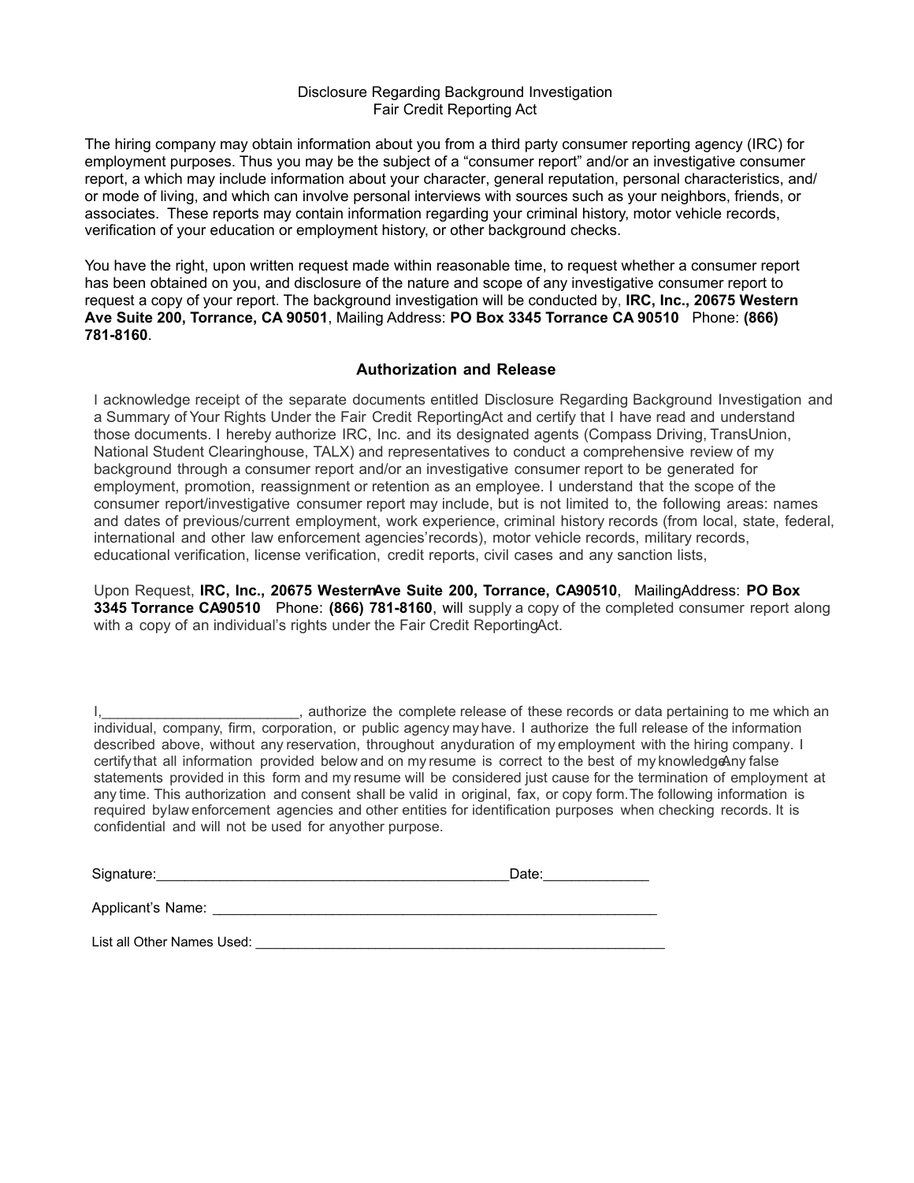Disclosure Regarding Background Investigation
Fair Credit Reporting Act

The hiring company may obtain information about you from a third party consumer reporting agency (IRC) for employment purposes. Thus you may be the subject of a "consumer report" and/or an investigative consumer report, a which may include information about your character, general reputation, personal characteristics, and/or mode of living, and which can involve personal interviews with sources such as your neighbors, friends, or associates. These reports may contain information regarding your criminal history, motor vehicle records, verification of your education or employment history, or other background checks.

You have the right, upon written request made within reasonable time, to request whether a consumer report has been obtained on you, and disclosure of the nature and scope of any investigative consumer report to request a copy of your report. The background investigation will be conducted by, **IRC, Inc., 20675 Western Ave Suite 200, Torrance, CA 90501**, Mailing Address: **PO Box 3345 Torrance CA 90510** Phone: **(866) 781-8160**.

## Authorization and Release

I acknowledge receipt of the separate documents entitled Disclosure Regarding Background Investigation and a Summary of Your Rights Under the Fair Credit Reporting Act and certify that I have read and understand those documents. I hereby authorize IRC, Inc. and its designated agents (Compass Driving, TransUnion, National Student Clearinghouse, TALX) and representatives to conduct a comprehensive review of my background through a consumer report and/or an investigative consumer report to be generated for employment, promotion, reassignment or retention as an employee. I understand that the scope of the consumer report/investigative consumer report may include, but is not limited to, the following areas: names and dates of previous/current employment, work experience, criminal history records (from local, state, federal, international and other law enforcement agencies' records), motor vehicle records, military records, educational verification, license verification, credit reports, civil cases and any sanction lists,

Upon Request, **IRC, Inc., 20675 Western Ave Suite 200, Torrance, CA 90510**, Mailing Address: **PO Box 3345 Torrance CA 90510** Phone: **(866) 781-8160**, will supply a copy of the completed consumer report along with a copy of an individual's rights under the Fair Credit Reporting Act.

I,________________________, authorize the complete release of these records or data pertaining to me which an individual, company, firm, corporation, or public agency may have. I authorize the full release of the information described above, without any reservation, throughout any duration of my employment with the hiring company. I certify that all information provided below and on my resume is correct to the best of my knowledge. Any false statements provided in this form and my resume will be considered just cause for the termination of employment at any time. This authorization and consent shall be valid in original, fax, or copy form. The following information is required by law enforcement agencies and other entities for identification purposes when checking records. It is confidential and will not be used for any other purpose.

Signature:_____________________________________________Date:_____________

Applicant's Name: __________________________________________________________

List all Other Names Used: ______________________________________________________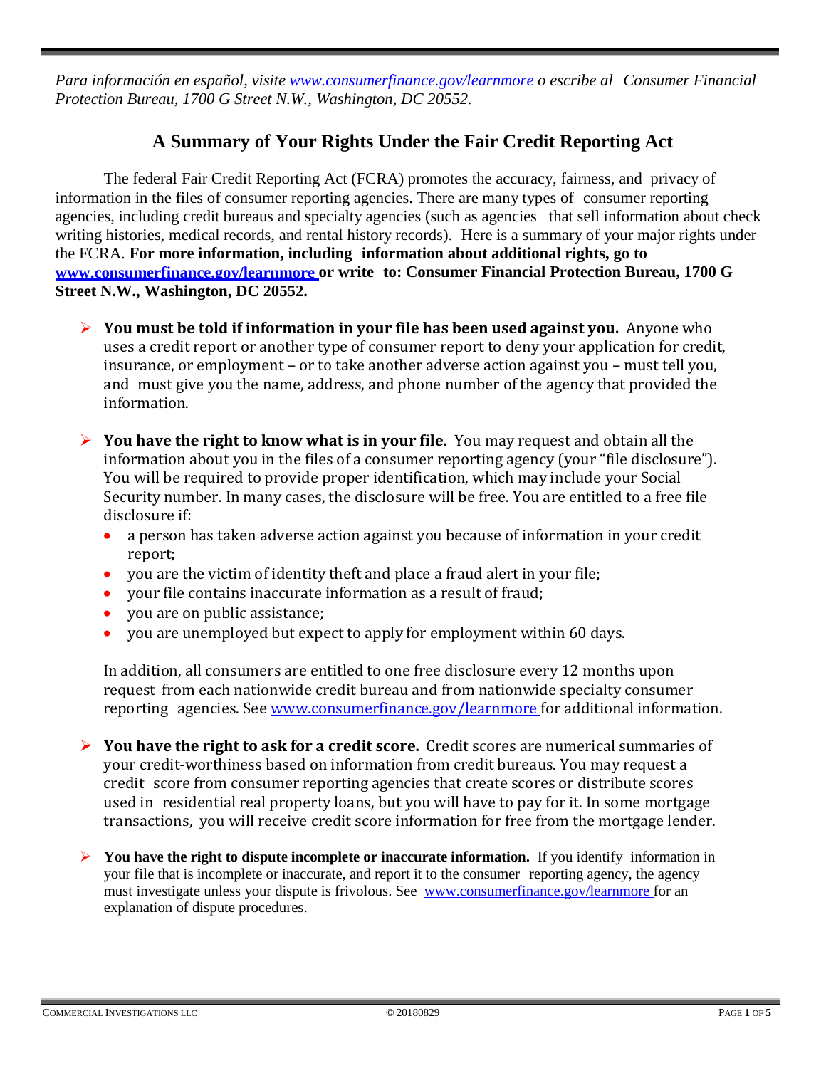*Para información en español, visite [www.consumerfinance.gov/learnmore](www.consumerfinance.gov/learnmore) o escribe al Consumer Financial Protection Bureau, 1700 G Street N.W., Washington, DC 20552.*

## A Summary of Your Rights Under the Fair Credit Reporting Act

The federal Fair Credit Reporting Act (FCRA) promotes the accuracy, fairness, and privacy of information in the files of consumer reporting agencies. There are many types of consumer reporting agencies, including credit bureaus and specialty agencies (such as agencies that sell information about check writing histories, medical records, and rental history records). Here is a summary of your major rights under the FCRA. **For more information, including information about additional rights, go to [www.consumerfinance.gov/learnmore](www.consumerfinance.gov/learnmore) or write to: Consumer Financial Protection Bureau, 1700 G Street N.W., Washington, DC 20552.**

- **You must be told if information in your file has been used against you.** Anyone who uses a credit report or another type of consumer report to deny your application for credit, insurance, or employment – or to take another adverse action against you – must tell you, and must give you the name, address, and phone number of the agency that provided the information.

- **You have the right to know what is in your file.** You may request and obtain all the information about you in the files of a consumer reporting agency (your "file disclosure"). You will be required to provide proper identification, which may include your Social Security number. In many cases, the disclosure will be free. You are entitled to a free file disclosure if:
  - a person has taken adverse action against you because of information in your credit report;
  - you are the victim of identity theft and place a fraud alert in your file;
  - your file contains inaccurate information as a result of fraud;
  - you are on public assistance;
  - you are unemployed but expect to apply for employment within 60 days.

  In addition, all consumers are entitled to one free disclosure every 12 months upon request from each nationwide credit bureau and from nationwide specialty consumer reporting agencies. See [www.consumerfinance.gov/learnmore](www.consumerfinance.gov/learnmore) for additional information.

- **You have the right to ask for a credit score.** Credit scores are numerical summaries of your credit-worthiness based on information from credit bureaus. You may request a credit score from consumer reporting agencies that create scores or distribute scores used in residential real property loans, but you will have to pay for it. In some mortgage transactions, you will receive credit score information for free from the mortgage lender.

- **You have the right to dispute incomplete or inaccurate information.** If you identify information in your file that is incomplete or inaccurate, and report it to the consumer reporting agency, the agency must investigate unless your dispute is frivolous. See [www.consumerfinance.gov/learnmore](www.consumerfinance.gov/learnmore) for an explanation of dispute procedures.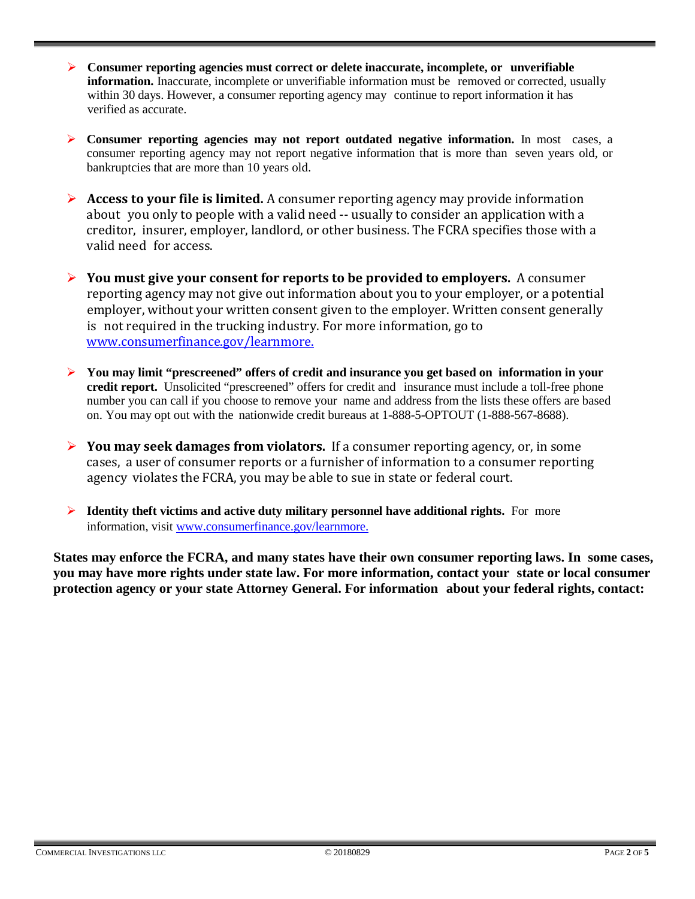- **Consumer reporting agencies must correct or delete inaccurate, incomplete, or unverifiable information.** Inaccurate, incomplete or unverifiable information must be removed or corrected, usually within 30 days. However, a consumer reporting agency may continue to report information it has verified as accurate.

- **Consumer reporting agencies may not report outdated negative information.** In most cases, a consumer reporting agency may not report negative information that is more than seven years old, or bankruptcies that are more than 10 years old.

- **Access to your file is limited.** A consumer reporting agency may provide information about you only to people with a valid need -- usually to consider an application with a creditor, insurer, employer, landlord, or other business. The FCRA specifies those with a valid need for access.

- **You must give your consent for reports to be provided to employers.** A consumer reporting agency may not give out information about you to your employer, or a potential employer, without your written consent given to the employer. Written consent generally is not required in the trucking industry. For more information, go to www.consumerfinance.gov/learnmore.

- **You may limit "prescreened" offers of credit and insurance you get based on information in your credit report.** Unsolicited "prescreened" offers for credit and insurance must include a toll-free phone number you can call if you choose to remove your name and address from the lists these offers are based on. You may opt out with the nationwide credit bureaus at 1-888-5-OPTOUT (1-888-567-8688).

- **You may seek damages from violators.** If a consumer reporting agency, or, in some cases, a user of consumer reports or a furnisher of information to a consumer reporting agency violates the FCRA, you may be able to sue in state or federal court.

- **Identity theft victims and active duty military personnel have additional rights.** For more information, visit www.consumerfinance.gov/learnmore.

**States may enforce the FCRA, and many states have their own consumer reporting laws. In some cases, you may have more rights under state law. For more information, contact your state or local consumer protection agency or your state Attorney General. For information about your federal rights, contact:**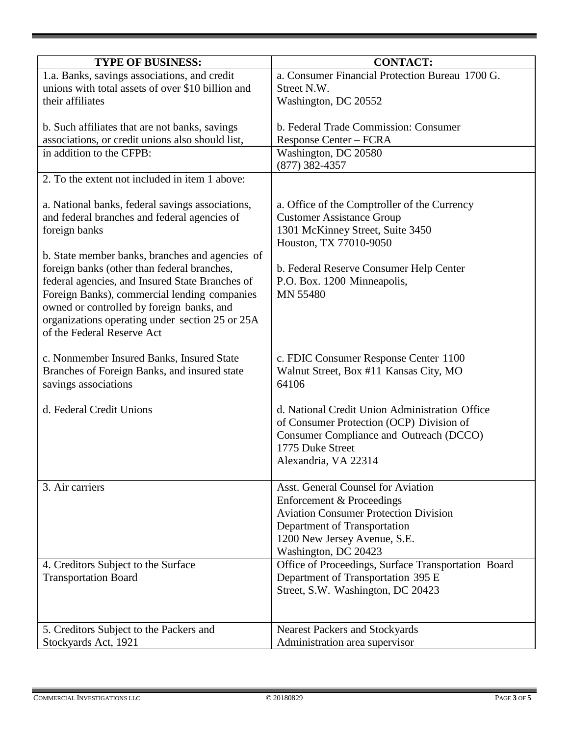| TYPE OF BUSINESS: | CONTACT: |
|---|---|
| 1.a. Banks, savings associations, and credit unions with total assets of over $10 billion and their affiliates<br><br>b. Such affiliates that are not banks, savings associations, or credit unions also should list, in addition to the CFPB: | a. Consumer Financial Protection Bureau 1700 G. Street N.W.<br>Washington, DC 20552<br><br>b. Federal Trade Commission: Consumer Response Center – FCRA<br>Washington, DC 20580<br>(877) 382-4357 |
| 2. To the extent not included in item 1 above:<br><br>a. National banks, federal savings associations, and federal branches and federal agencies of foreign banks<br><br>b. State member banks, branches and agencies of foreign banks (other than federal branches, federal agencies, and Insured State Branches of Foreign Banks), commercial lending companies owned or controlled by foreign banks, and organizations operating under section 25 or 25A of the Federal Reserve Act<br><br>c. Nonmember Insured Banks, Insured State Branches of Foreign Banks, and insured state savings associations<br><br>d. Federal Credit Unions | <br><br>a. Office of the Comptroller of the Currency<br>Customer Assistance Group<br>1301 McKinney Street, Suite 3450<br>Houston, TX 77010-9050<br><br>b. Federal Reserve Consumer Help Center<br>P.O. Box. 1200 Minneapolis,<br>MN 55480<br><br>c. FDIC Consumer Response Center 1100 Walnut Street, Box #11 Kansas City, MO 64106<br><br>d. National Credit Union Administration Office of Consumer Protection (OCP) Division of Consumer Compliance and Outreach (DCCO)<br>1775 Duke Street<br>Alexandria, VA 22314 |
| 3. Air carriers | Asst. General Counsel for Aviation Enforcement & Proceedings<br>Aviation Consumer Protection Division<br>Department of Transportation<br>1200 New Jersey Avenue, S.E.<br>Washington, DC 20423 |
| 4. Creditors Subject to the Surface Transportation Board | Office of Proceedings, Surface Transportation Board<br>Department of Transportation 395 E Street, S.W. Washington, DC 20423 |
| 5. Creditors Subject to the Packers and Stockyards Act, 1921 | Nearest Packers and Stockyards Administration area supervisor |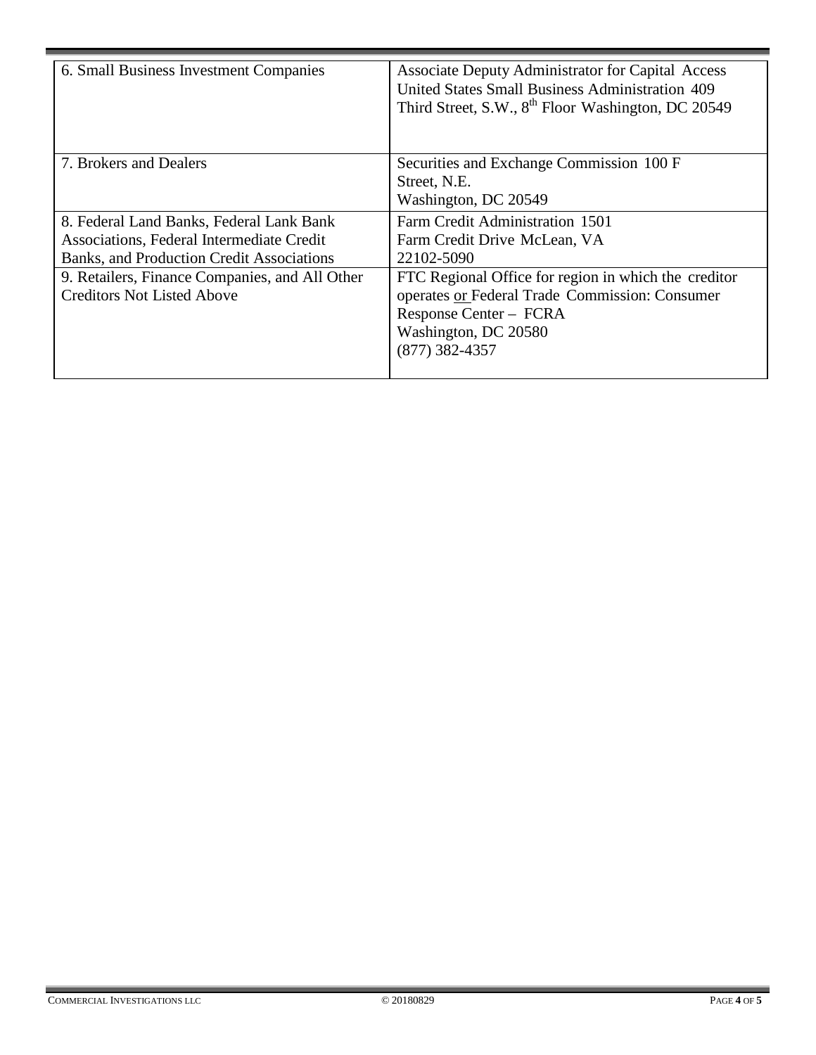| | |
|---|---|
| 6. Small Business Investment Companies | Associate Deputy Administrator for Capital Access United States Small Business Administration 409 Third Street, S.W., 8th Floor Washington, DC 20549 |
| 7. Brokers and Dealers | Securities and Exchange Commission 100 F Street, N.E. Washington, DC 20549 |
| 8. Federal Land Banks, Federal Lank Bank Associations, Federal Intermediate Credit Banks, and Production Credit Associations | Farm Credit Administration 1501 Farm Credit Drive McLean, VA 22102-5090 |
| 9. Retailers, Finance Companies, and All Other Creditors Not Listed Above | FTC Regional Office for region in which the creditor operates or Federal Trade Commission: Consumer Response Center – FCRA Washington, DC 20580 (877) 382-4357 |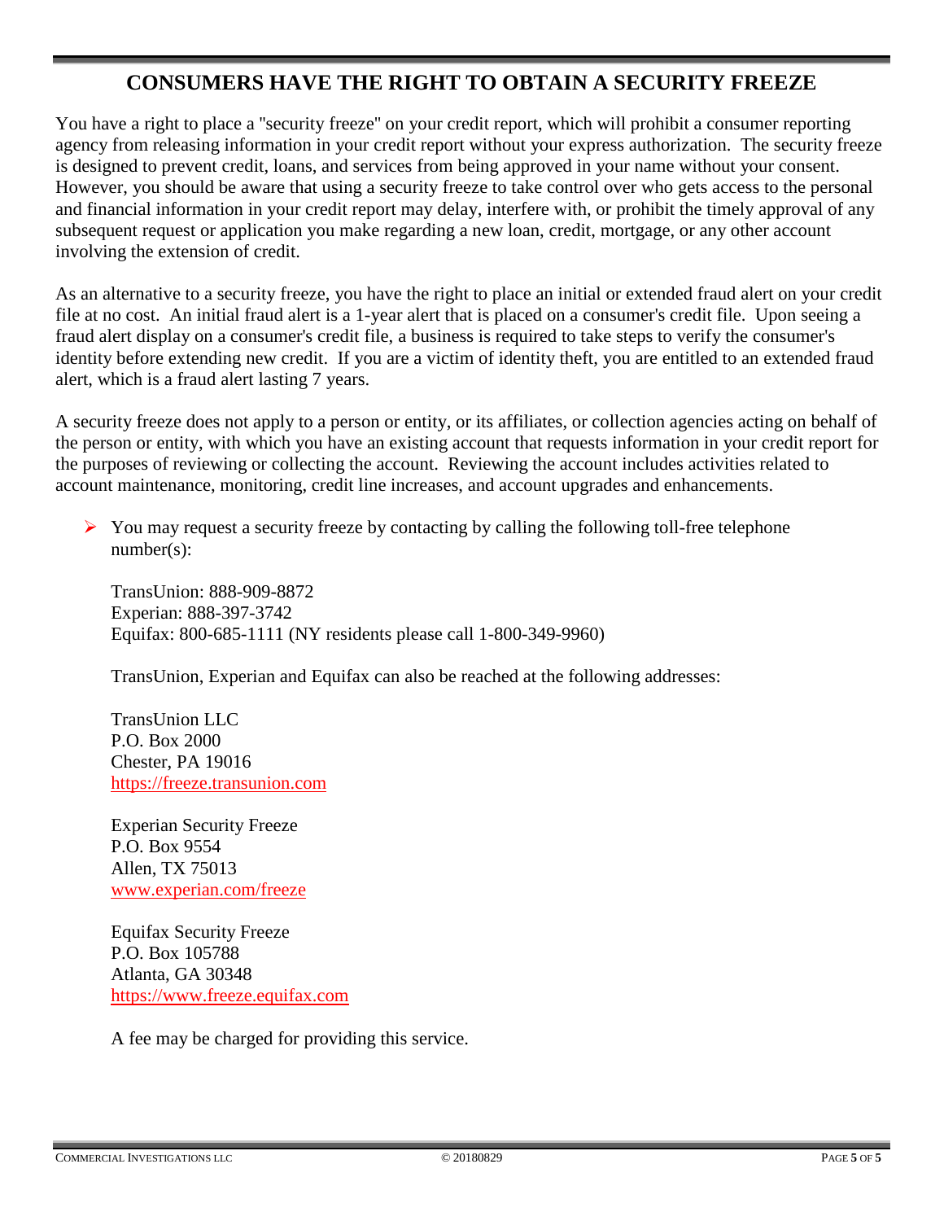# CONSUMERS HAVE THE RIGHT TO OBTAIN A SECURITY FREEZE

You have a right to place a "security freeze" on your credit report, which will prohibit a consumer reporting agency from releasing information in your credit report without your express authorization. The security freeze is designed to prevent credit, loans, and services from being approved in your name without your consent. However, you should be aware that using a security freeze to take control over who gets access to the personal and financial information in your credit report may delay, interfere with, or prohibit the timely approval of any subsequent request or application you make regarding a new loan, credit, mortgage, or any other account involving the extension of credit.

As an alternative to a security freeze, you have the right to place an initial or extended fraud alert on your credit file at no cost. An initial fraud alert is a 1-year alert that is placed on a consumer's credit file. Upon seeing a fraud alert display on a consumer's credit file, a business is required to take steps to verify the consumer's identity before extending new credit. If you are a victim of identity theft, you are entitled to an extended fraud alert, which is a fraud alert lasting 7 years.

A security freeze does not apply to a person or entity, or its affiliates, or collection agencies acting on behalf of the person or entity, with which you have an existing account that requests information in your credit report for the purposes of reviewing or collecting the account. Reviewing the account includes activities related to account maintenance, monitoring, credit line increases, and account upgrades and enhancements.

- You may request a security freeze by contacting by calling the following toll-free telephone number(s):

  TransUnion: 888-909-8872
  Experian: 888-397-3742
  Equifax: 800-685-1111 (NY residents please call 1-800-349-9960)

  TransUnion, Experian and Equifax can also be reached at the following addresses:

  TransUnion LLC
  P.O. Box 2000
  Chester, PA 19016
  https://freeze.transunion.com

  Experian Security Freeze
  P.O. Box 9554
  Allen, TX 75013
  www.experian.com/freeze

  Equifax Security Freeze
  P.O. Box 105788
  Atlanta, GA 30348
  https://www.freeze.equifax.com

  A fee may be charged for providing this service.